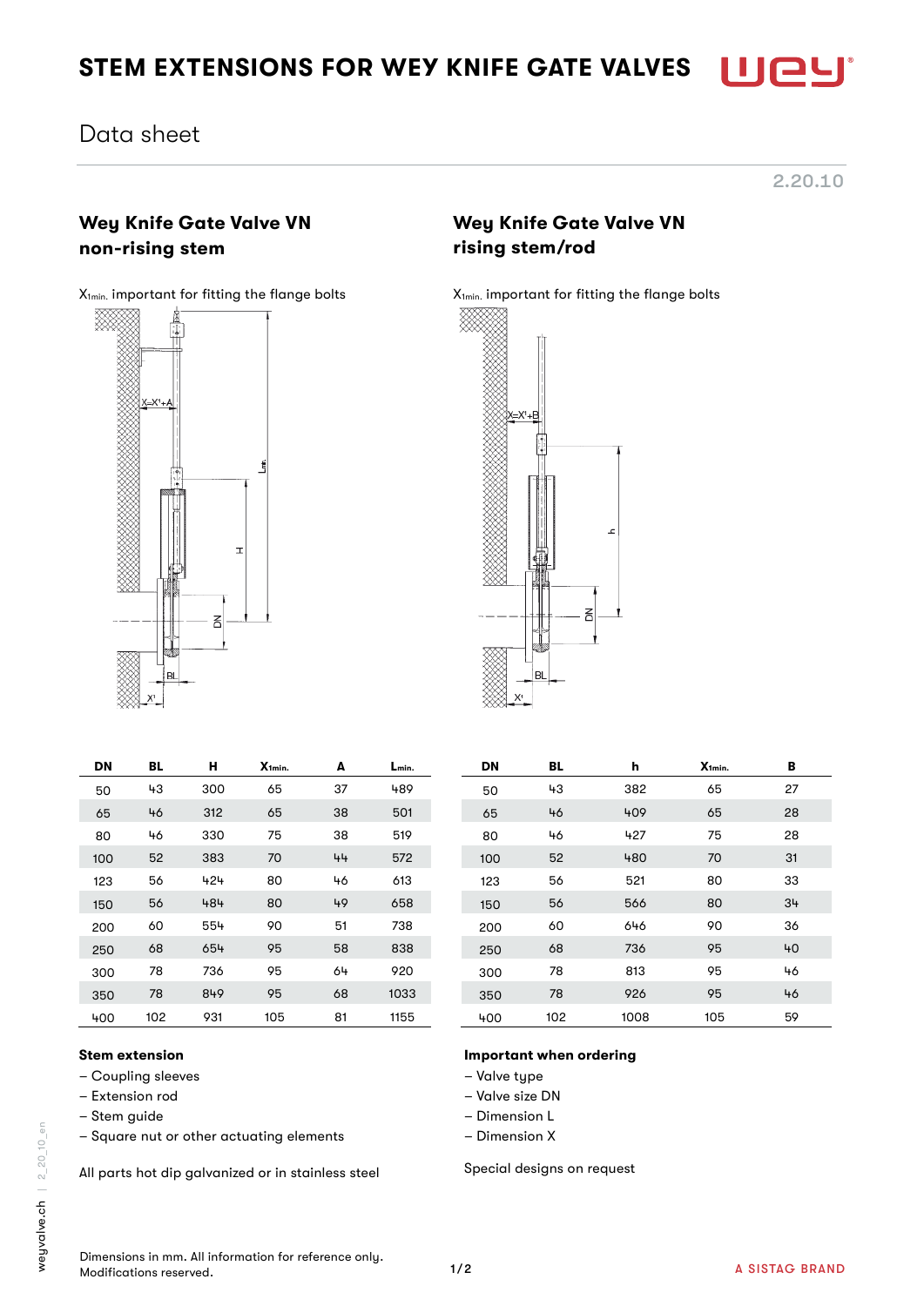# STEM EXTENSIONS FOR WEY KNIFE GATE VALVES

Data sheet

2.20.10

## Wey Knife Gate Valve VN non-rising stem

$X_{1min.}$ important for fitting the flange bolts

| DN | BL | H | $X_{1min.}$ | A | $L_{min.}$ |
|---|---|---|---|---|---|
| 50 | 43 | 300 | 65 | 37 | 489 |
| 65 | 46 | 312 | 65 | 38 | 501 |
| 80 | 46 | 330 | 75 | 38 | 519 |
| 100 | 52 | 383 | 70 | 44 | 572 |
| 123 | 56 | 424 | 80 | 46 | 613 |
| 150 | 56 | 484 | 80 | 49 | 658 |
| 200 | 60 | 554 | 90 | 51 | 738 |
| 250 | 68 | 654 | 95 | 58 | 838 |
| 300 | 78 | 736 | 95 | 64 | 920 |
| 350 | 78 | 849 | 95 | 68 | 1033 |
| 400 | 102 | 931 | 105 | 81 | 1155 |

## Wey Knife Gate Valve VN rising stem/rod

$X_{1min.}$ important for fitting the flange bolts

| DN | BL | h | $X_{1min.}$ | B |
|---|---|---|---|---|
| 50 | 43 | 382 | 65 | 27 |
| 65 | 46 | 409 | 65 | 28 |
| 80 | 46 | 427 | 75 | 28 |
| 100 | 52 | 480 | 70 | 31 |
| 123 | 56 | 521 | 80 | 33 |
| 150 | 56 | 566 | 80 | 34 |
| 200 | 60 | 646 | 90 | 36 |
| 250 | 68 | 736 | 95 | 40 |
| 300 | 78 | 813 | 95 | 46 |
| 350 | 78 | 926 | 95 | 46 |
| 400 | 102 | 1008 | 105 | 59 |

**Stem extension**

- Coupling sleeves
- Extension rod
- Stem guide
- Square nut or other actuating elements

All parts hot dip galvanized or in stainless steel

**Important when ordering**

- Valve type
- Valve size DN
- Dimension L
- Dimension X

Special designs on request

Dimensions in mm. All information for reference only.
Modifications reserved.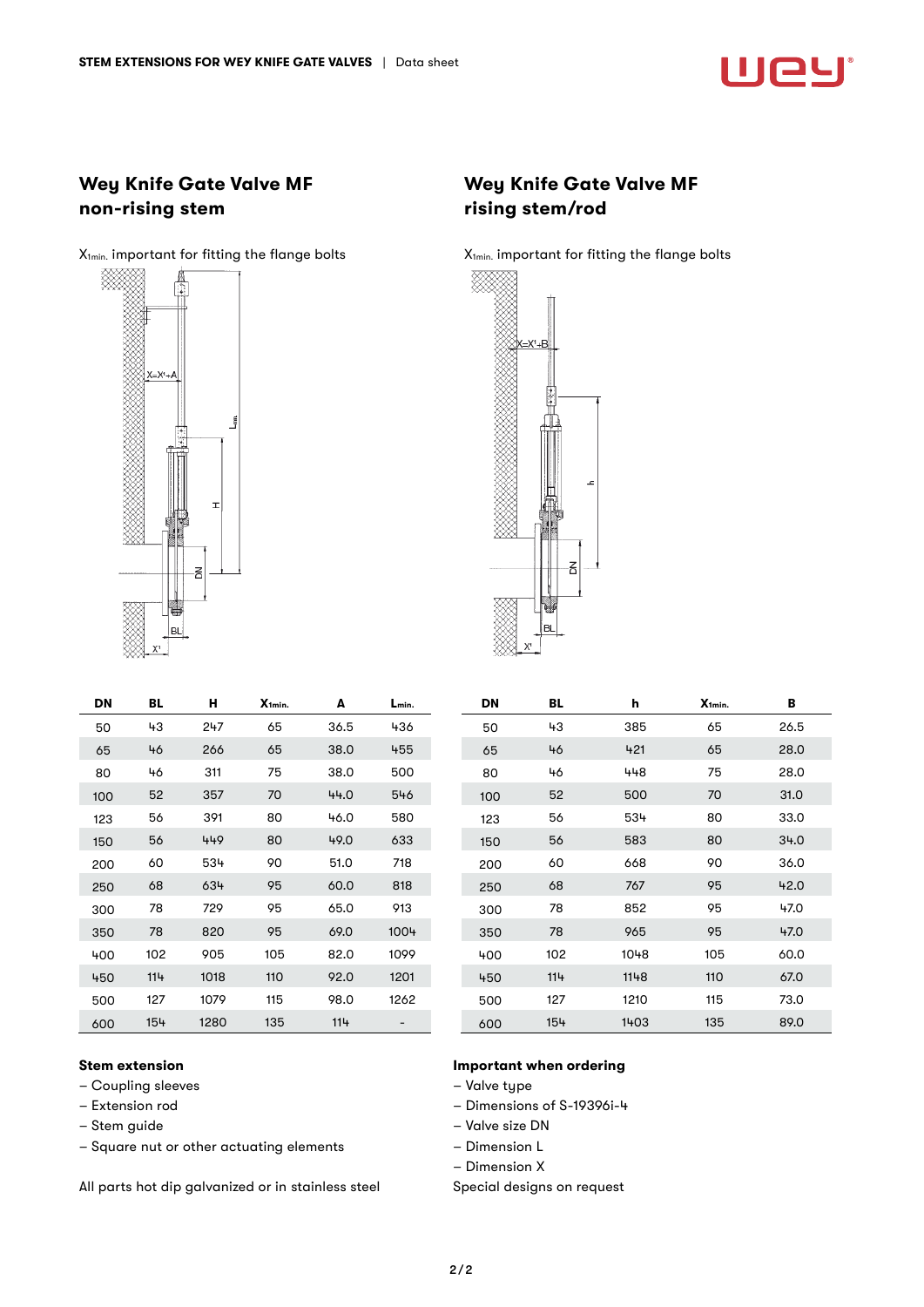## Wey Knife Gate Valve MF non-rising stem

$X_{1min.}$ important for fitting the flange bolts

X=X¹+A

$L_{min.}$

H

DN

BL

X¹

| DN | BL | H | $X_{1min.}$ | A | $L_{min.}$ |
|---|---|---|---|---|---|
| 50 | 43 | 247 | 65 | 36.5 | 436 |
| 65 | 46 | 266 | 65 | 38.0 | 455 |
| 80 | 46 | 311 | 75 | 38.0 | 500 |
| 100 | 52 | 357 | 70 | 44.0 | 546 |
| 123 | 56 | 391 | 80 | 46.0 | 580 |
| 150 | 56 | 449 | 80 | 49.0 | 633 |
| 200 | 60 | 534 | 90 | 51.0 | 718 |
| 250 | 68 | 634 | 95 | 60.0 | 818 |
| 300 | 78 | 729 | 95 | 65.0 | 913 |
| 350 | 78 | 820 | 95 | 69.0 | 1004 |
| 400 | 102 | 905 | 105 | 82.0 | 1099 |
| 450 | 114 | 1018 | 110 | 92.0 | 1201 |
| 500 | 127 | 1079 | 115 | 98.0 | 1262 |
| 600 | 154 | 1280 | 135 | 114 | - |

## Wey Knife Gate Valve MF rising stem/rod

$X_{1min.}$ important for fitting the flange bolts

X=X¹+B

h

DN

BL

X¹

| DN | BL | h | $X_{1min.}$ | B |
|---|---|---|---|---|
| 50 | 43 | 385 | 65 | 26.5 |
| 65 | 46 | 421 | 65 | 28.0 |
| 80 | 46 | 448 | 75 | 28.0 |
| 100 | 52 | 500 | 70 | 31.0 |
| 123 | 56 | 534 | 80 | 33.0 |
| 150 | 56 | 583 | 80 | 34.0 |
| 200 | 60 | 668 | 90 | 36.0 |
| 250 | 68 | 767 | 95 | 42.0 |
| 300 | 78 | 852 | 95 | 47.0 |
| 350 | 78 | 965 | 95 | 47.0 |
| 400 | 102 | 1048 | 105 | 60.0 |
| 450 | 114 | 1148 | 110 | 67.0 |
| 500 | 127 | 1210 | 115 | 73.0 |
| 600 | 154 | 1403 | 135 | 89.0 |

**Stem extension**

- Coupling sleeves
- Extension rod
- Stem guide
- Square nut or other actuating elements

All parts hot dip galvanized or in stainless steel

**Important when ordering**

- Valve type
- Dimensions of S-19396i-4
- Valve size DN
- Dimension L
- Dimension X

Special designs on request